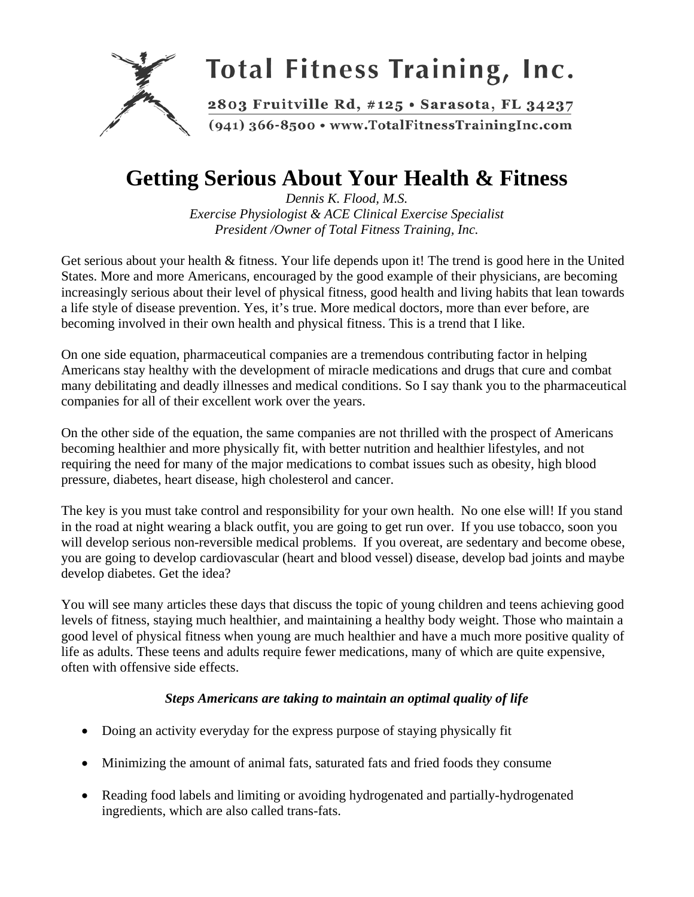**Total Fitness Training, Inc.**

2803 Fruitville Rd, #125 • Sarasota, FL 34237
(941) 366-8500 • www.TotalFitnessTrainingInc.com

# Getting Serious About Your Health & Fitness

*Dennis K. Flood, M.S.*
*Exercise Physiologist & ACE Clinical Exercise Specialist*
*President /Owner of Total Fitness Training, Inc.*

Get serious about your health & fitness. Your life depends upon it! The trend is good here in the United States. More and more Americans, encouraged by the good example of their physicians, are becoming increasingly serious about their level of physical fitness, good health and living habits that lean towards a life style of disease prevention. Yes, it's true. More medical doctors, more than ever before, are becoming involved in their own health and physical fitness. This is a trend that I like.

On one side equation, pharmaceutical companies are a tremendous contributing factor in helping Americans stay healthy with the development of miracle medications and drugs that cure and combat many debilitating and deadly illnesses and medical conditions. So I say thank you to the pharmaceutical companies for all of their excellent work over the years.

On the other side of the equation, the same companies are not thrilled with the prospect of Americans becoming healthier and more physically fit, with better nutrition and healthier lifestyles, and not requiring the need for many of the major medications to combat issues such as obesity, high blood pressure, diabetes, heart disease, high cholesterol and cancer.

The key is you must take control and responsibility for your own health. No one else will! If you stand in the road at night wearing a black outfit, you are going to get run over. If you use tobacco, soon you will develop serious non-reversible medical problems. If you overeat, are sedentary and become obese, you are going to develop cardiovascular (heart and blood vessel) disease, develop bad joints and maybe develop diabetes. Get the idea?

You will see many articles these days that discuss the topic of young children and teens achieving good levels of fitness, staying much healthier, and maintaining a healthy body weight. Those who maintain a good level of physical fitness when young are much healthier and have a much more positive quality of life as adults. These teens and adults require fewer medications, many of which are quite expensive, often with offensive side effects.

***Steps Americans are taking to maintain an optimal quality of life***

- Doing an activity everyday for the express purpose of staying physically fit
- Minimizing the amount of animal fats, saturated fats and fried foods they consume
- Reading food labels and limiting or avoiding hydrogenated and partially-hydrogenated ingredients, which are also called trans-fats.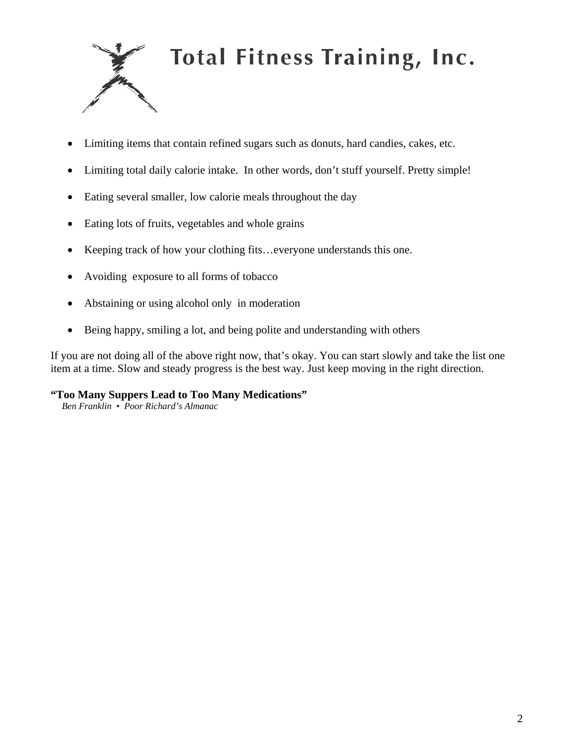# Total Fitness Training, Inc.

- Limiting items that contain refined sugars such as donuts, hard candies, cakes, etc.
- Limiting total daily calorie intake. In other words, don't stuff yourself. Pretty simple!
- Eating several smaller, low calorie meals throughout the day
- Eating lots of fruits, vegetables and whole grains
- Keeping track of how your clothing fits…everyone understands this one.
- Avoiding exposure to all forms of tobacco
- Abstaining or using alcohol only in moderation
- Being happy, smiling a lot, and being polite and understanding with others

If you are not doing all of the above right now, that's okay. You can start slowly and take the list one item at a time. Slow and steady progress is the best way. Just keep moving in the right direction.

**"Too Many Suppers Lead to Too Many Medications"**
*Ben Franklin • Poor Richard's Almanac*